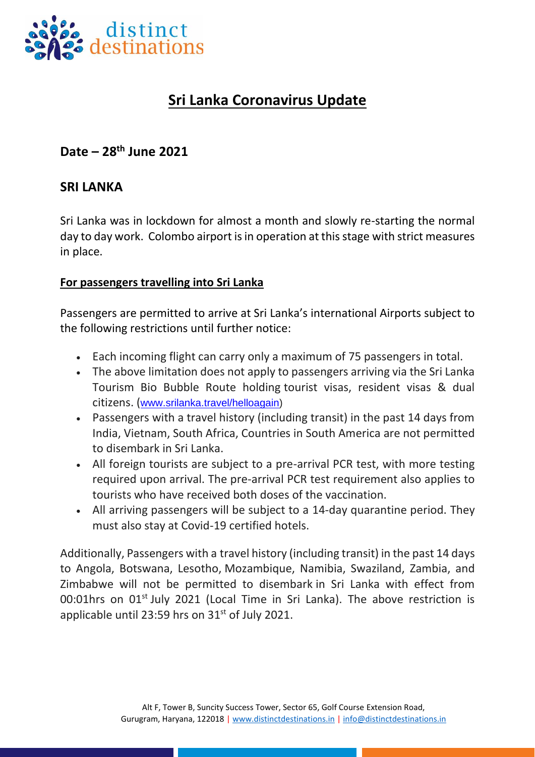# Sri Lanka Coronavirus Update

## Date – 28th June 2021

## SRI LANKA

Sri Lanka was in lockdown for almost a month and slowly re-starting the normal day to day work. Colombo airport is in operation at this stage with strict measures in place.

**For passengers travelling into Sri Lanka**

Passengers are permitted to arrive at Sri Lanka's international Airports subject to the following restrictions until further notice:

- Each incoming flight can carry only a maximum of 75 passengers in total.
- The above limitation does not apply to passengers arriving via the Sri Lanka Tourism Bio Bubble Route holding tourist visas, resident visas & dual citizens. (www.srilanka.travel/helloagain)
- Passengers with a travel history (including transit) in the past 14 days from India, Vietnam, South Africa, Countries in South America are not permitted to disembark in Sri Lanka.
- All foreign tourists are subject to a pre-arrival PCR test, with more testing required upon arrival. The pre-arrival PCR test requirement also applies to tourists who have received both doses of the vaccination.
- All arriving passengers will be subject to a 14-day quarantine period. They must also stay at Covid-19 certified hotels.

Additionally, Passengers with a travel history (including transit) in the past 14 days to Angola, Botswana, Lesotho, Mozambique, Namibia, Swaziland, Zambia, and Zimbabwe will not be permitted to disembark in Sri Lanka with effect from 00:01hrs on 01st July 2021 (Local Time in Sri Lanka). The above restriction is applicable until 23:59 hrs on 31st of July 2021.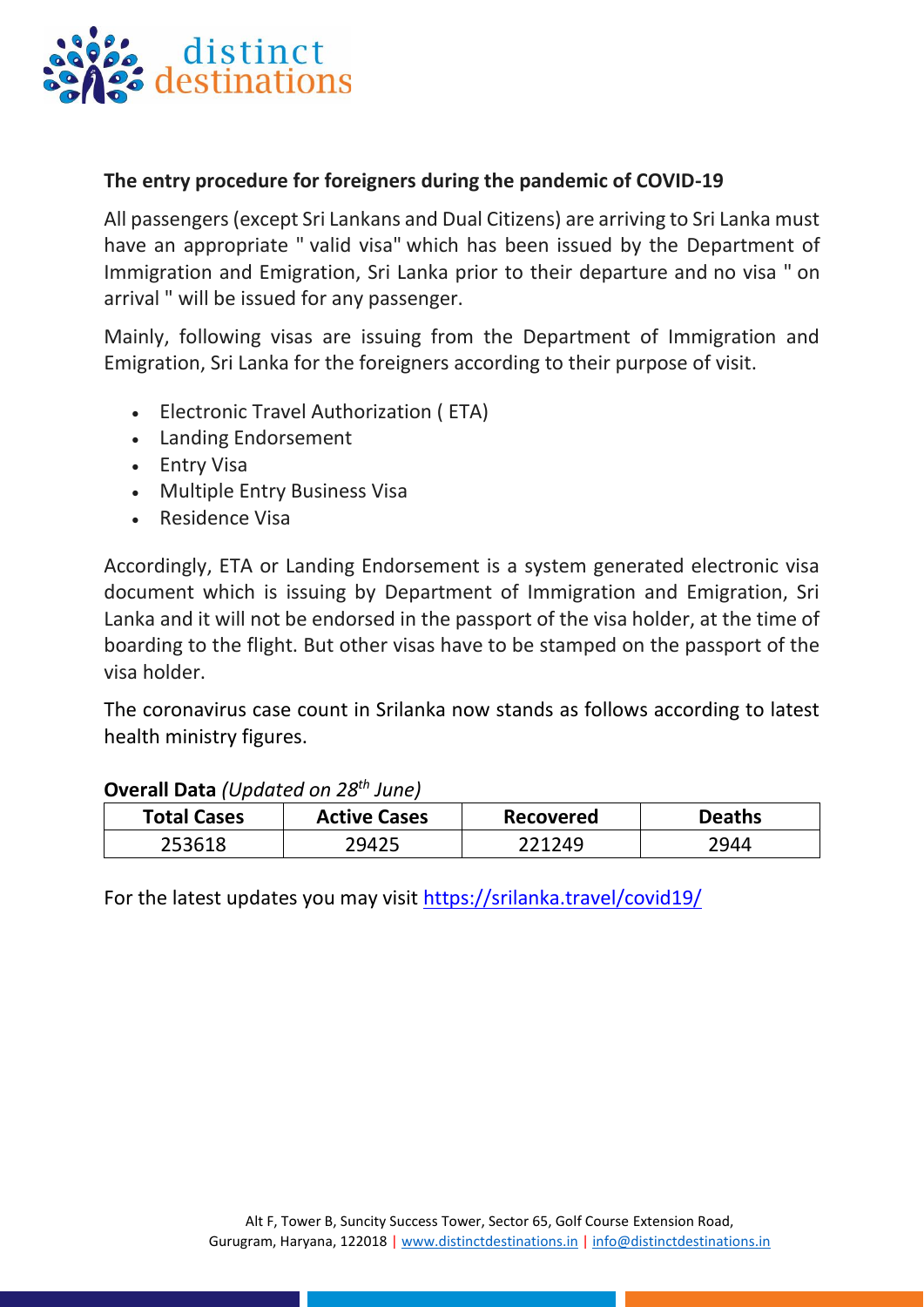**The entry procedure for foreigners during the pandemic of COVID-19**

All passengers (except Sri Lankans and Dual Citizens) are arriving to Sri Lanka must have an appropriate " valid visa" which has been issued by the Department of Immigration and Emigration, Sri Lanka prior to their departure and no visa " on arrival " will be issued for any passenger.

Mainly, following visas are issuing from the Department of Immigration and Emigration, Sri Lanka for the foreigners according to their purpose of visit.

- Electronic Travel Authorization ( ETA)
- Landing Endorsement
- Entry Visa
- Multiple Entry Business Visa
- Residence Visa

Accordingly, ETA or Landing Endorsement is a system generated electronic visa document which is issuing by Department of Immigration and Emigration, Sri Lanka and it will not be endorsed in the passport of the visa holder, at the time of boarding to the flight. But other visas have to be stamped on the passport of the visa holder.

The coronavirus case count in Srilanka now stands as follows according to latest health ministry figures.

**Overall Data** *(Updated on 28th June)*

| Total Cases | Active Cases | Recovered | Deaths |
|---|---|---|---|
| 253618 | 29425 | 221249 | 2944 |

For the latest updates you may visit https://srilanka.travel/covid19/

Alt F, Tower B, Suncity Success Tower, Sector 65, Golf Course Extension Road, Gurugram, Haryana, 122018 | www.distinctdestinations.in | info@distinctdestinations.in